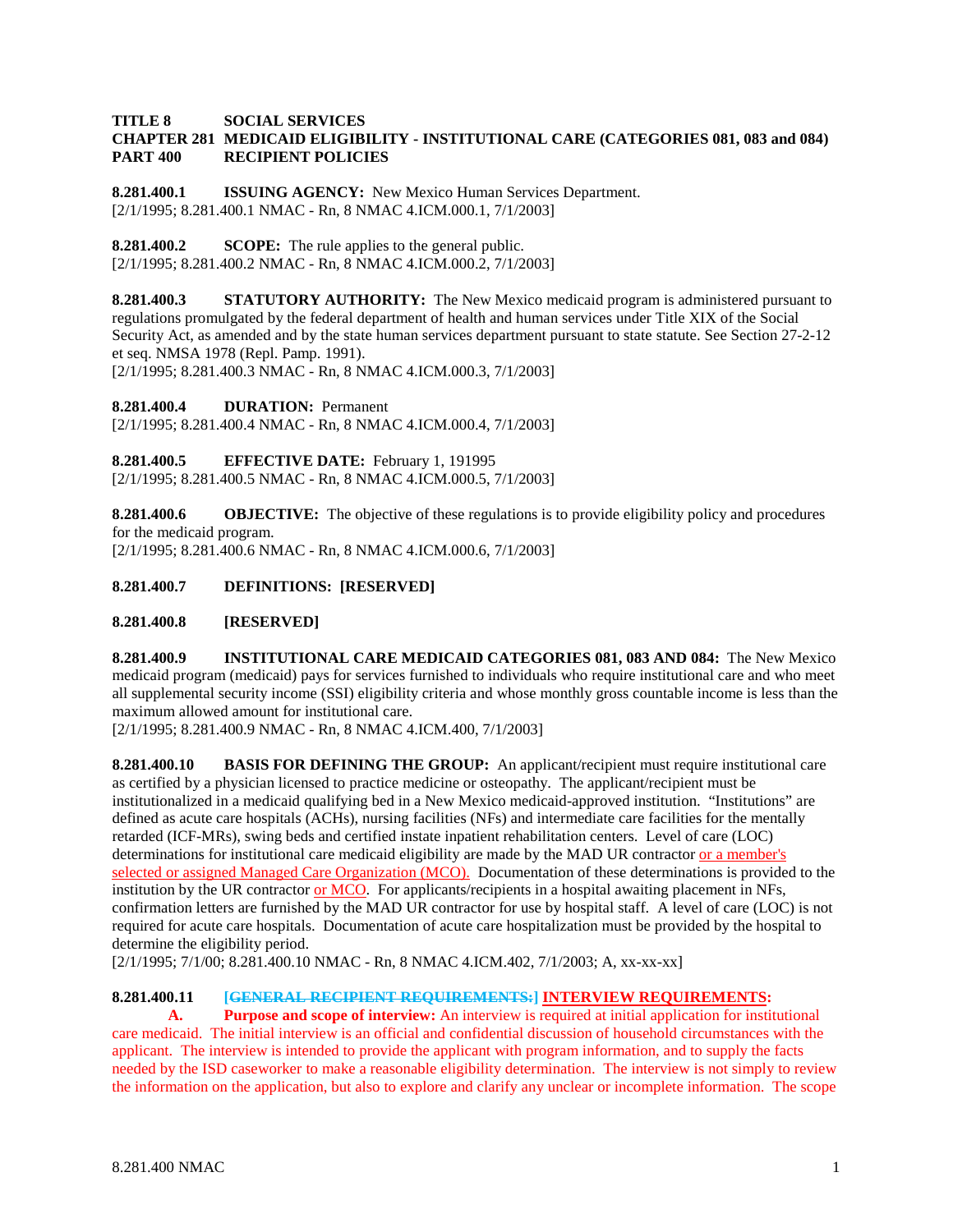**TITLE 8 SOCIAL SERVICES**
**CHAPTER 281 MEDICAID ELIGIBILITY - INSTITUTIONAL CARE (CATEGORIES 081, 083 and 084)**
**PART 400 RECIPIENT POLICIES**

**8.281.400.1 ISSUING AGENCY:** New Mexico Human Services Department.
[2/1/1995; 8.281.400.1 NMAC - Rn, 8 NMAC 4.ICM.000.1, 7/1/2003]

**8.281.400.2 SCOPE:** The rule applies to the general public.
[2/1/1995; 8.281.400.2 NMAC - Rn, 8 NMAC 4.ICM.000.2, 7/1/2003]

**8.281.400.3 STATUTORY AUTHORITY:** The New Mexico medicaid program is administered pursuant to regulations promulgated by the federal department of health and human services under Title XIX of the Social Security Act, as amended and by the state human services department pursuant to state statute. See Section 27-2-12 et seq. NMSA 1978 (Repl. Pamp. 1991).
[2/1/1995; 8.281.400.3 NMAC - Rn, 8 NMAC 4.ICM.000.3, 7/1/2003]

**8.281.400.4 DURATION:** Permanent
[2/1/1995; 8.281.400.4 NMAC - Rn, 8 NMAC 4.ICM.000.4, 7/1/2003]

**8.281.400.5 EFFECTIVE DATE:** February 1, 191995
[2/1/1995; 8.281.400.5 NMAC - Rn, 8 NMAC 4.ICM.000.5, 7/1/2003]

**8.281.400.6 OBJECTIVE:** The objective of these regulations is to provide eligibility policy and procedures for the medicaid program.
[2/1/1995; 8.281.400.6 NMAC - Rn, 8 NMAC 4.ICM.000.6, 7/1/2003]

**8.281.400.7 DEFINITIONS: [RESERVED]**

**8.281.400.8 [RESERVED]**

**8.281.400.9 INSTITUTIONAL CARE MEDICAID CATEGORIES 081, 083 AND 084:** The New Mexico medicaid program (medicaid) pays for services furnished to individuals who require institutional care and who meet all supplemental security income (SSI) eligibility criteria and whose monthly gross countable income is less than the maximum allowed amount for institutional care.
[2/1/1995; 8.281.400.9 NMAC - Rn, 8 NMAC 4.ICM.400, 7/1/2003]

**8.281.400.10 BASIS FOR DEFINING THE GROUP:** An applicant/recipient must require institutional care as certified by a physician licensed to practice medicine or osteopathy. The applicant/recipient must be institutionalized in a medicaid qualifying bed in a New Mexico medicaid-approved institution. "Institutions" are defined as acute care hospitals (ACHs), nursing facilities (NFs) and intermediate care facilities for the mentally retarded (ICF-MRs), swing beds and certified instate inpatient rehabilitation centers. Level of care (LOC) determinations for institutional care medicaid eligibility are made by the MAD UR contractor or a member's selected or assigned Managed Care Organization (MCO). Documentation of these determinations is provided to the institution by the UR contractor or MCO. For applicants/recipients in a hospital awaiting placement in NFs, confirmation letters are furnished by the MAD UR contractor for use by hospital staff. A level of care (LOC) is not required for acute care hospitals. Documentation of acute care hospitalization must be provided by the hospital to determine the eligibility period.
[2/1/1995; 7/1/00; 8.281.400.10 NMAC - Rn, 8 NMAC 4.ICM.402, 7/1/2003; A, xx-xx-xx]

**8.281.400.11 ~~[GENERAL RECIPIENT REQUIREMENTS:]~~ INTERVIEW REQUIREMENTS:**

**A. Purpose and scope of interview:** An interview is required at initial application for institutional care medicaid. The initial interview is an official and confidential discussion of household circumstances with the applicant. The interview is intended to provide the applicant with program information, and to supply the facts needed by the ISD caseworker to make a reasonable eligibility determination. The interview is not simply to review the information on the application, but also to explore and clarify any unclear or incomplete information. The scope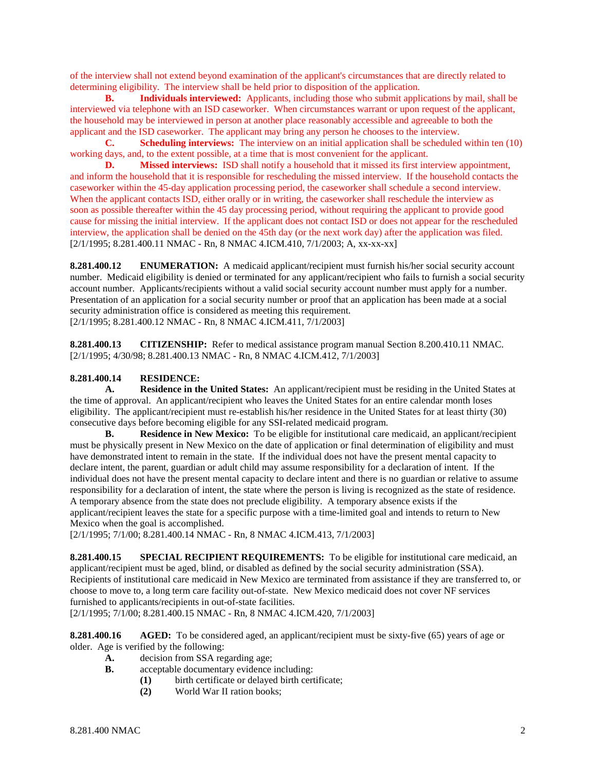of the interview shall not extend beyond examination of the applicant's circumstances that are directly related to determining eligibility. The interview shall be held prior to disposition of the application.

**B. Individuals interviewed:** Applicants, including those who submit applications by mail, shall be interviewed via telephone with an ISD caseworker. When circumstances warrant or upon request of the applicant, the household may be interviewed in person at another place reasonably accessible and agreeable to both the applicant and the ISD caseworker. The applicant may bring any person he chooses to the interview.

**C. Scheduling interviews:** The interview on an initial application shall be scheduled within ten (10) working days, and, to the extent possible, at a time that is most convenient for the applicant.

**D. Missed interviews:** ISD shall notify a household that it missed its first interview appointment, and inform the household that it is responsible for rescheduling the missed interview. If the household contacts the caseworker within the 45-day application processing period, the caseworker shall schedule a second interview. When the applicant contacts ISD, either orally or in writing, the caseworker shall reschedule the interview as soon as possible thereafter within the 45 day processing period, without requiring the applicant to provide good cause for missing the initial interview. If the applicant does not contact ISD or does not appear for the rescheduled interview, the application shall be denied on the 45th day (or the next work day) after the application was filed.

[2/1/1995; 8.281.400.11 NMAC - Rn, 8 NMAC 4.ICM.410, 7/1/2003; A, xx-xx-xx]

**8.281.400.12 ENUMERATION:** A medicaid applicant/recipient must furnish his/her social security account number. Medicaid eligibility is denied or terminated for any applicant/recipient who fails to furnish a social security account number. Applicants/recipients without a valid social security account number must apply for a number. Presentation of an application for a social security number or proof that an application has been made at a social security administration office is considered as meeting this requirement.

[2/1/1995; 8.281.400.12 NMAC - Rn, 8 NMAC 4.ICM.411, 7/1/2003]

**8.281.400.13 CITIZENSHIP:** Refer to medical assistance program manual Section 8.200.410.11 NMAC.

[2/1/1995; 4/30/98; 8.281.400.13 NMAC - Rn, 8 NMAC 4.ICM.412, 7/1/2003]

**8.281.400.14 RESIDENCE:**

**A. Residence in the United States:** An applicant/recipient must be residing in the United States at the time of approval. An applicant/recipient who leaves the United States for an entire calendar month loses eligibility. The applicant/recipient must re-establish his/her residence in the United States for at least thirty (30) consecutive days before becoming eligible for any SSI-related medicaid program.

**B. Residence in New Mexico:** To be eligible for institutional care medicaid, an applicant/recipient must be physically present in New Mexico on the date of application or final determination of eligibility and must have demonstrated intent to remain in the state. If the individual does not have the present mental capacity to declare intent, the parent, guardian or adult child may assume responsibility for a declaration of intent. If the individual does not have the present mental capacity to declare intent and there is no guardian or relative to assume responsibility for a declaration of intent, the state where the person is living is recognized as the state of residence. A temporary absence from the state does not preclude eligibility. A temporary absence exists if the applicant/recipient leaves the state for a specific purpose with a time-limited goal and intends to return to New Mexico when the goal is accomplished.

[2/1/1995; 7/1/00; 8.281.400.14 NMAC - Rn, 8 NMAC 4.ICM.413, 7/1/2003]

**8.281.400.15 SPECIAL RECIPIENT REQUIREMENTS:** To be eligible for institutional care medicaid, an applicant/recipient must be aged, blind, or disabled as defined by the social security administration (SSA). Recipients of institutional care medicaid in New Mexico are terminated from assistance if they are transferred to, or choose to move to, a long term care facility out-of-state. New Mexico medicaid does not cover NF services furnished to applicants/recipients in out-of-state facilities.

[2/1/1995; 7/1/00; 8.281.400.15 NMAC - Rn, 8 NMAC 4.ICM.420, 7/1/2003]

**8.281.400.16 AGED:** To be considered aged, an applicant/recipient must be sixty-five (65) years of age or older. Age is verified by the following:

**A.** decision from SSA regarding age;

**B.** acceptable documentary evidence including:

**(1)** birth certificate or delayed birth certificate;

**(2)** World War II ration books;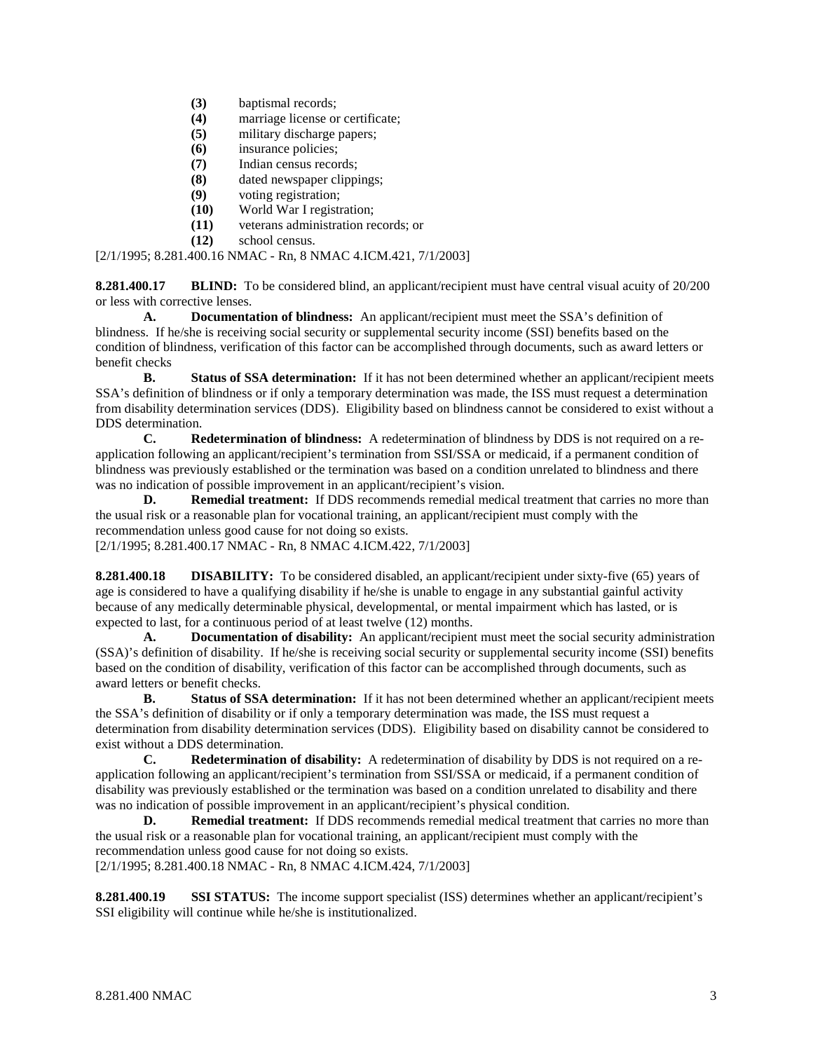**(3)** baptismal records;
**(4)** marriage license or certificate;
**(5)** military discharge papers;
**(6)** insurance policies;
**(7)** Indian census records;
**(8)** dated newspaper clippings;
**(9)** voting registration;
**(10)** World War I registration;
**(11)** veterans administration records; or
**(12)** school census.

[2/1/1995; 8.281.400.16 NMAC - Rn, 8 NMAC 4.ICM.421, 7/1/2003]

**8.281.400.17 BLIND:** To be considered blind, an applicant/recipient must have central visual acuity of 20/200 or less with corrective lenses.

**A. Documentation of blindness:** An applicant/recipient must meet the SSA's definition of blindness. If he/she is receiving social security or supplemental security income (SSI) benefits based on the condition of blindness, verification of this factor can be accomplished through documents, such as award letters or benefit checks

**B. Status of SSA determination:** If it has not been determined whether an applicant/recipient meets SSA's definition of blindness or if only a temporary determination was made, the ISS must request a determination from disability determination services (DDS). Eligibility based on blindness cannot be considered to exist without a DDS determination.

**C. Redetermination of blindness:** A redetermination of blindness by DDS is not required on a re-application following an applicant/recipient's termination from SSI/SSA or medicaid, if a permanent condition of blindness was previously established or the termination was based on a condition unrelated to blindness and there was no indication of possible improvement in an applicant/recipient's vision.

**D. Remedial treatment:** If DDS recommends remedial medical treatment that carries no more than the usual risk or a reasonable plan for vocational training, an applicant/recipient must comply with the recommendation unless good cause for not doing so exists.

[2/1/1995; 8.281.400.17 NMAC - Rn, 8 NMAC 4.ICM.422, 7/1/2003]

**8.281.400.18 DISABILITY:** To be considered disabled, an applicant/recipient under sixty-five (65) years of age is considered to have a qualifying disability if he/she is unable to engage in any substantial gainful activity because of any medically determinable physical, developmental, or mental impairment which has lasted, or is expected to last, for a continuous period of at least twelve (12) months.

**A. Documentation of disability:** An applicant/recipient must meet the social security administration (SSA)'s definition of disability. If he/she is receiving social security or supplemental security income (SSI) benefits based on the condition of disability, verification of this factor can be accomplished through documents, such as award letters or benefit checks.

**B. Status of SSA determination:** If it has not been determined whether an applicant/recipient meets the SSA's definition of disability or if only a temporary determination was made, the ISS must request a determination from disability determination services (DDS). Eligibility based on disability cannot be considered to exist without a DDS determination.

**C. Redetermination of disability:** A redetermination of disability by DDS is not required on a re-application following an applicant/recipient's termination from SSI/SSA or medicaid, if a permanent condition of disability was previously established or the termination was based on a condition unrelated to disability and there was no indication of possible improvement in an applicant/recipient's physical condition.

**D. Remedial treatment:** If DDS recommends remedial medical treatment that carries no more than the usual risk or a reasonable plan for vocational training, an applicant/recipient must comply with the recommendation unless good cause for not doing so exists.

[2/1/1995; 8.281.400.18 NMAC - Rn, 8 NMAC 4.ICM.424, 7/1/2003]

**8.281.400.19 SSI STATUS:** The income support specialist (ISS) determines whether an applicant/recipient's SSI eligibility will continue while he/she is institutionalized.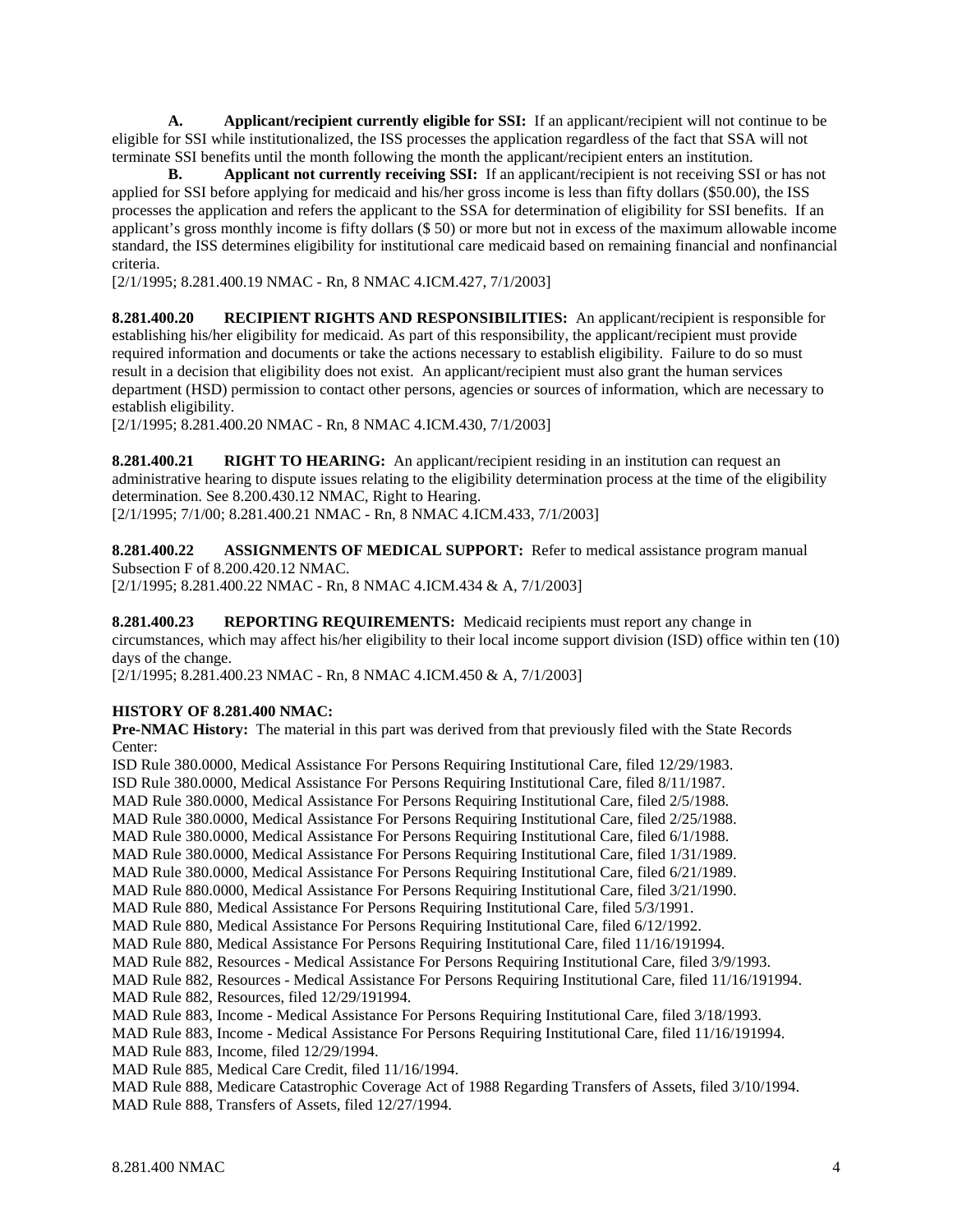**A. Applicant/recipient currently eligible for SSI:** If an applicant/recipient will not continue to be eligible for SSI while institutionalized, the ISS processes the application regardless of the fact that SSA will not terminate SSI benefits until the month following the month the applicant/recipient enters an institution.

**B. Applicant not currently receiving SSI:** If an applicant/recipient is not receiving SSI or has not applied for SSI before applying for medicaid and his/her gross income is less than fifty dollars ($50.00), the ISS processes the application and refers the applicant to the SSA for determination of eligibility for SSI benefits. If an applicant's gross monthly income is fifty dollars ($ 50) or more but not in excess of the maximum allowable income standard, the ISS determines eligibility for institutional care medicaid based on remaining financial and nonfinancial criteria.

[2/1/1995; 8.281.400.19 NMAC - Rn, 8 NMAC 4.ICM.427, 7/1/2003]

**8.281.400.20 RECIPIENT RIGHTS AND RESPONSIBILITIES:** An applicant/recipient is responsible for establishing his/her eligibility for medicaid. As part of this responsibility, the applicant/recipient must provide required information and documents or take the actions necessary to establish eligibility. Failure to do so must result in a decision that eligibility does not exist. An applicant/recipient must also grant the human services department (HSD) permission to contact other persons, agencies or sources of information, which are necessary to establish eligibility.

[2/1/1995; 8.281.400.20 NMAC - Rn, 8 NMAC 4.ICM.430, 7/1/2003]

**8.281.400.21 RIGHT TO HEARING:** An applicant/recipient residing in an institution can request an administrative hearing to dispute issues relating to the eligibility determination process at the time of the eligibility determination. See 8.200.430.12 NMAC, Right to Hearing.

[2/1/1995; 7/1/00; 8.281.400.21 NMAC - Rn, 8 NMAC 4.ICM.433, 7/1/2003]

**8.281.400.22 ASSIGNMENTS OF MEDICAL SUPPORT:** Refer to medical assistance program manual Subsection F of 8.200.420.12 NMAC.

[2/1/1995; 8.281.400.22 NMAC - Rn, 8 NMAC 4.ICM.434 & A, 7/1/2003]

**8.281.400.23 REPORTING REQUIREMENTS:** Medicaid recipients must report any change in circumstances, which may affect his/her eligibility to their local income support division (ISD) office within ten (10) days of the change.

[2/1/1995; 8.281.400.23 NMAC - Rn, 8 NMAC 4.ICM.450 & A, 7/1/2003]

**HISTORY OF 8.281.400 NMAC:**

**Pre-NMAC History:** The material in this part was derived from that previously filed with the State Records Center:

ISD Rule 380.0000, Medical Assistance For Persons Requiring Institutional Care, filed 12/29/1983.
ISD Rule 380.0000, Medical Assistance For Persons Requiring Institutional Care, filed 8/11/1987.
MAD Rule 380.0000, Medical Assistance For Persons Requiring Institutional Care, filed 2/5/1988.
MAD Rule 380.0000, Medical Assistance For Persons Requiring Institutional Care, filed 2/25/1988.
MAD Rule 380.0000, Medical Assistance For Persons Requiring Institutional Care, filed 6/1/1988.
MAD Rule 380.0000, Medical Assistance For Persons Requiring Institutional Care, filed 1/31/1989.
MAD Rule 380.0000, Medical Assistance For Persons Requiring Institutional Care, filed 6/21/1989.
MAD Rule 880.0000, Medical Assistance For Persons Requiring Institutional Care, filed 3/21/1990.
MAD Rule 880, Medical Assistance For Persons Requiring Institutional Care, filed 5/3/1991.
MAD Rule 880, Medical Assistance For Persons Requiring Institutional Care, filed 6/12/1992.
MAD Rule 880, Medical Assistance For Persons Requiring Institutional Care, filed 11/16/191994.
MAD Rule 882, Resources - Medical Assistance For Persons Requiring Institutional Care, filed 3/9/1993.
MAD Rule 882, Resources - Medical Assistance For Persons Requiring Institutional Care, filed 11/16/191994.
MAD Rule 882, Resources, filed 12/29/191994.
MAD Rule 883, Income - Medical Assistance For Persons Requiring Institutional Care, filed 3/18/1993.
MAD Rule 883, Income - Medical Assistance For Persons Requiring Institutional Care, filed 11/16/191994.
MAD Rule 883, Income, filed 12/29/1994.
MAD Rule 885, Medical Care Credit, filed 11/16/1994.
MAD Rule 888, Medicare Catastrophic Coverage Act of 1988 Regarding Transfers of Assets, filed 3/10/1994.
MAD Rule 888, Transfers of Assets, filed 12/27/1994.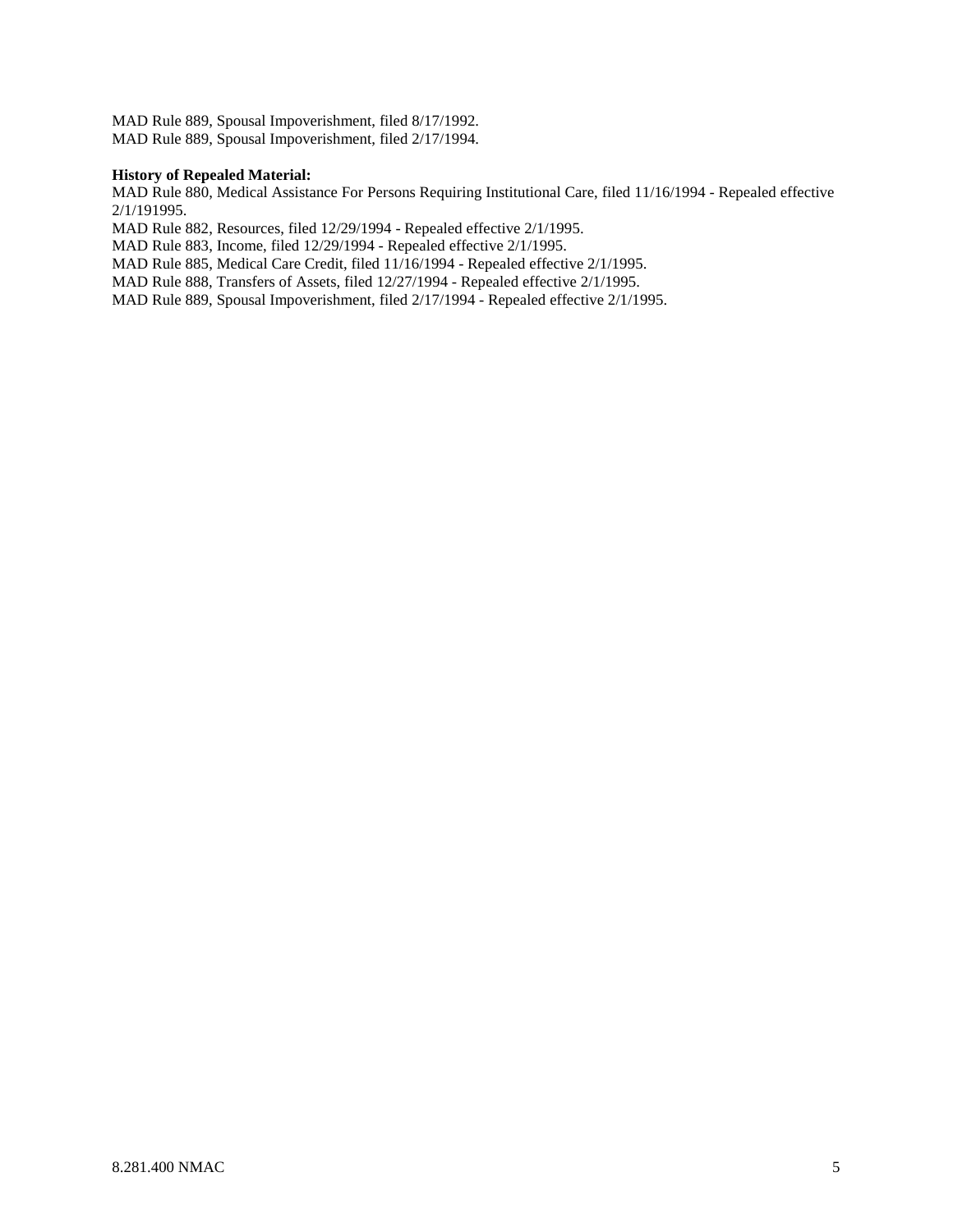MAD Rule 889, Spousal Impoverishment, filed 8/17/1992.
MAD Rule 889, Spousal Impoverishment, filed 2/17/1994.

**History of Repealed Material:**
MAD Rule 880, Medical Assistance For Persons Requiring Institutional Care, filed 11/16/1994 - Repealed effective 2/1/191995.
MAD Rule 882, Resources, filed 12/29/1994 - Repealed effective 2/1/1995.
MAD Rule 883, Income, filed 12/29/1994 - Repealed effective 2/1/1995.
MAD Rule 885, Medical Care Credit, filed 11/16/1994 - Repealed effective 2/1/1995.
MAD Rule 888, Transfers of Assets, filed 12/27/1994 - Repealed effective 2/1/1995.
MAD Rule 889, Spousal Impoverishment, filed 2/17/1994 - Repealed effective 2/1/1995.